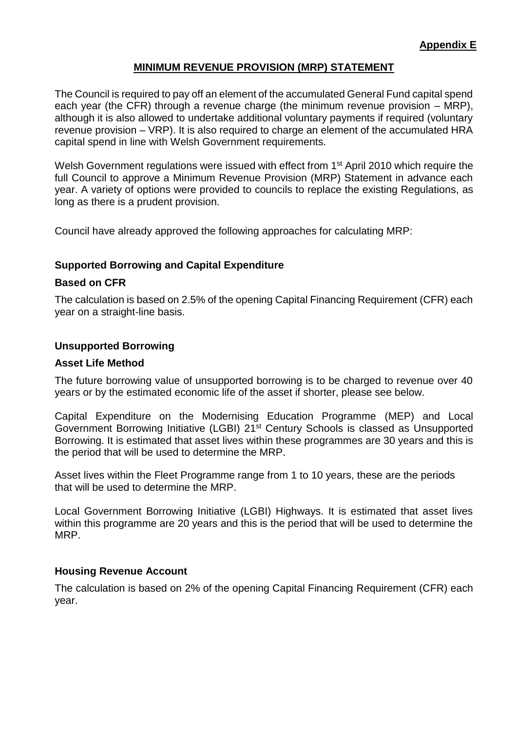**Appendix E**

## MINIMUM REVENUE PROVISION (MRP) STATEMENT

The Council is required to pay off an element of the accumulated General Fund capital spend each year (the CFR) through a revenue charge (the minimum revenue provision – MRP), although it is also allowed to undertake additional voluntary payments if required (voluntary revenue provision – VRP). It is also required to charge an element of the accumulated HRA capital spend in line with Welsh Government requirements.

Welsh Government regulations were issued with effect from 1st April 2010 which require the full Council to approve a Minimum Revenue Provision (MRP) Statement in advance each year. A variety of options were provided to councils to replace the existing Regulations, as long as there is a prudent provision.

Council have already approved the following approaches for calculating MRP:

### Supported Borrowing and Capital Expenditure

#### Based on CFR

The calculation is based on 2.5% of the opening Capital Financing Requirement (CFR) each year on a straight-line basis.

### Unsupported Borrowing

#### Asset Life Method

The future borrowing value of unsupported borrowing is to be charged to revenue over 40 years or by the estimated economic life of the asset if shorter, please see below.

Capital Expenditure on the Modernising Education Programme (MEP) and Local Government Borrowing Initiative (LGBI) 21st Century Schools is classed as Unsupported Borrowing. It is estimated that asset lives within these programmes are 30 years and this is the period that will be used to determine the MRP.

Asset lives within the Fleet Programme range from 1 to 10 years, these are the periods that will be used to determine the MRP.

Local Government Borrowing Initiative (LGBI) Highways. It is estimated that asset lives within this programme are 20 years and this is the period that will be used to determine the MRP.

### Housing Revenue Account

The calculation is based on 2% of the opening Capital Financing Requirement (CFR) each year.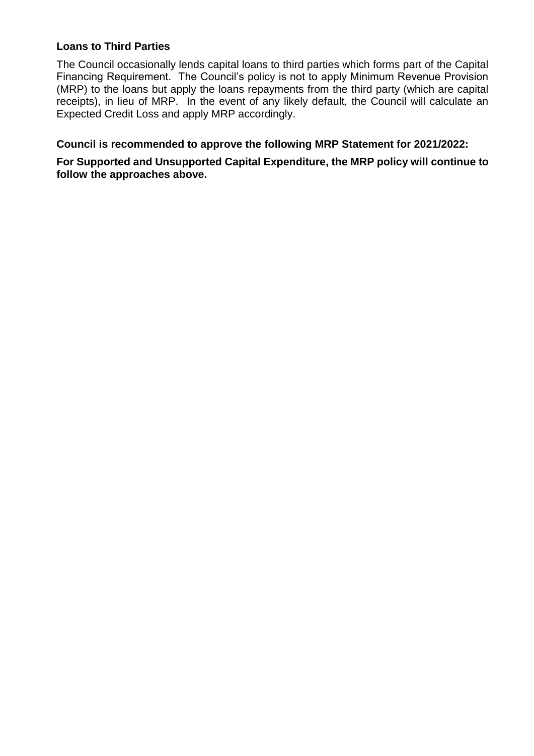**Loans to Third Parties**

The Council occasionally lends capital loans to third parties which forms part of the Capital Financing Requirement. The Council's policy is not to apply Minimum Revenue Provision (MRP) to the loans but apply the loans repayments from the third party (which are capital receipts), in lieu of MRP. In the event of any likely default, the Council will calculate an Expected Credit Loss and apply MRP accordingly.

**Council is recommended to approve the following MRP Statement for 2021/2022:**

**For Supported and Unsupported Capital Expenditure, the MRP policy will continue to follow the approaches above.**